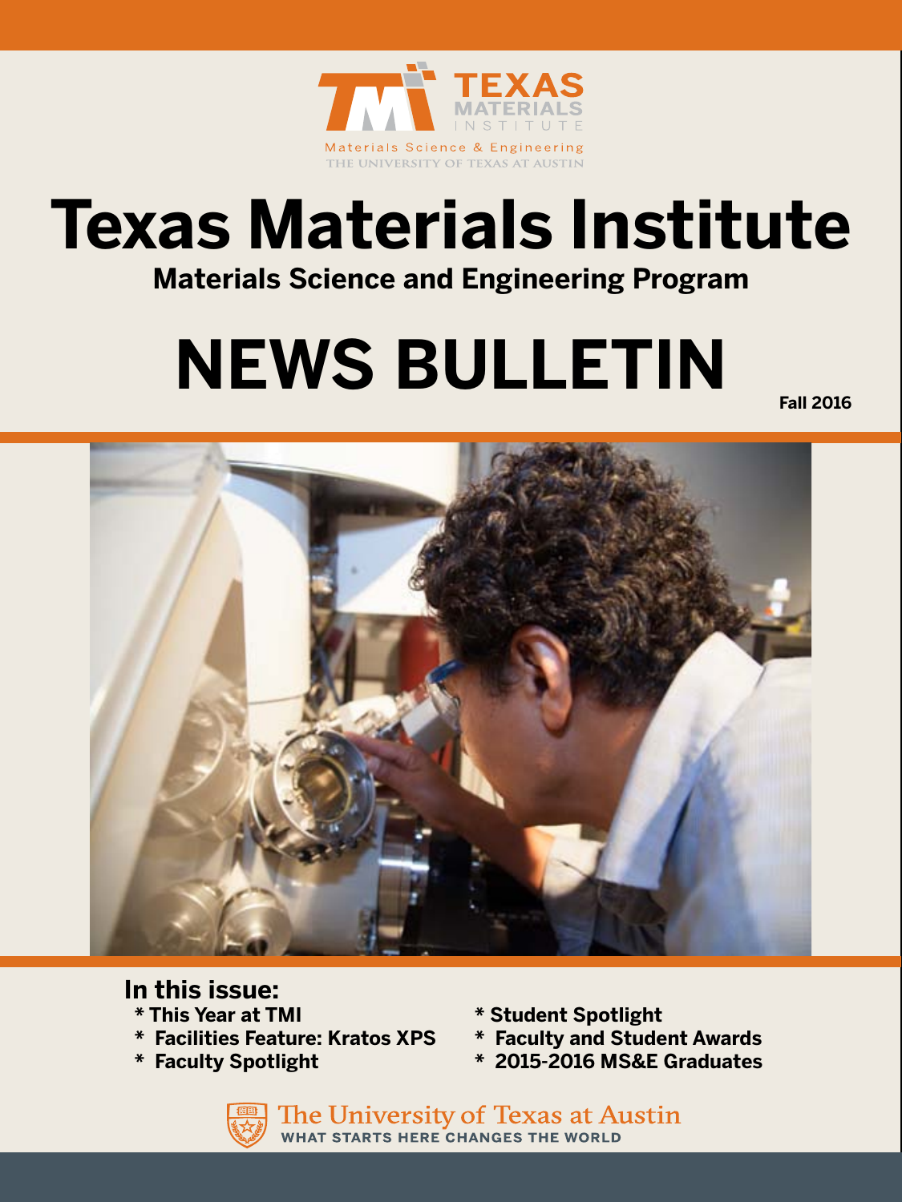TEXAS MATERIALS INSTITUTE

Materials Science & Engineering

THE UNIVERSITY OF TEXAS AT AUSTIN

# Texas Materials Institute

## Materials Science and Engineering Program

# NEWS BULLETIN

Fall 2016

## In this issue:

* This Year at TMI
* Facilities Feature: Kratos XPS
* Faculty Spotlight
* Student Spotlight
* Faculty and Student Awards
* 2015-2016 MS&E Graduates

The University of Texas at Austin

WHAT STARTS HERE CHANGES THE WORLD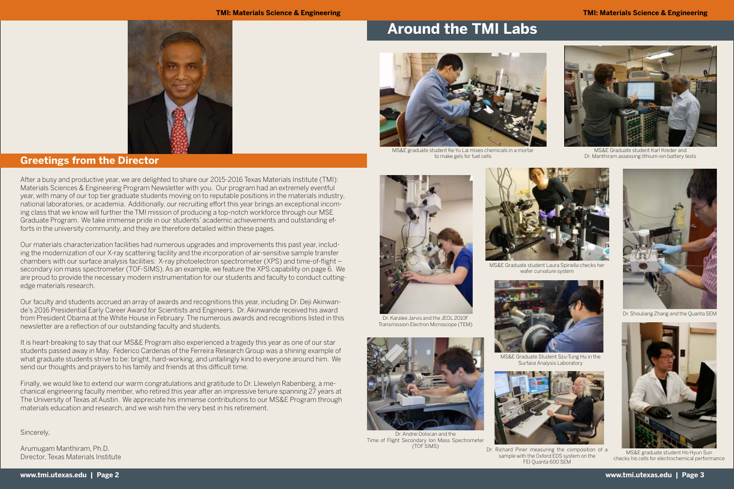## Greetings from the Director

After a busy and productive year, we are delighted to share our 2015-2016 Texas Materials Institute (TMI): Materials Sciences & Engineering Program Newsletter with you. Our program had an extremely eventful year, with many of our top tier graduate students moving on to reputable positions in the materials industry, national laboratories, or academia. Additionally, our recruiting effort this year brings an exceptional incoming class that we know will further the TMI mission of producing a top-notch workforce through our MSE Graduate Program. We take immense pride in our students' academic achievements and outstanding efforts in the university community, and they are therefore detailed within these pages.

Our materials characterization facilities had numerous upgrades and improvements this past year, including the modernization of our X-ray scattering facility and the incorporation of air-sensitive sample transfer chambers with our surface analysis facilities: X-ray photoelectron spectrometer (XPS) and time-of-flight – secondary ion mass spectrometer (TOF-SIMS). As an example, we feature the XPS capability on page 6. We are proud to provide the necessary modern instrumentation for our students and faculty to conduct cutting-edge materials research.

Our faculty and students accrued an array of awards and recognitions this year, including Dr. Deji Akinwande's 2016 Presidential Early Career Award for Scientists and Engineers. Dr. Akinwande received his award from President Obama at the White House in February. The numerous awards and recognitions listed in this newsletter are a reflection of our outstanding faculty and students.

It is heart-breaking to say that our MS&E Program also experienced a tragedy this year as one of our star students passed away in May. Federico Cardenas of the Ferreira Research Group was a shining example of what graduate students strive to be: bright, hard-working, and unfailingly kind to everyone around him. We send our thoughts and prayers to his family and friends at this difficult time.

Finally, we would like to extend our warm congratulations and gratitude to Dr. Llewelyn Rabenberg, a mechanical engineering faculty member, who retired this year after an impressive tenure spanning 27 years at The University of Texas at Austin. We appreciate his immense contributions to our MS&E Program through materials education and research, and we wish him the very best in his retirement.

Sincerely,

Arumugam Manthiram, Ph.D.
Director, Texas Materials Institute

# Around the TMI Labs

MS&E graduate student Ke-Yu Lai mixes chemicals in a mortar to make gels for fuel cells

MS&E Graduate student Karl Kreder and Dr. Manthiram assessing lithium-ion battery tests

Dr. Karalee Jarvis and the JEOL 2010F Transmission Electron Microscope (TEM)

MS&E Graduate student Laura Spinella checks her wafer curvature system

Dr. Shouliang Zhang and the Quanta SEM

MS&E Graduate Student Szu-Tung Hu in the Surface Analysis Laboratory

Dr. Andrei Dolocan and the Time of Flight Secondary Ion Mass Spectrometer (TOF SIMS)

Dr. Richard Piner measuring the composition of a sample with the Oxford EDS system on the FEI Quanta 600 SEM

MS&E graduate student Ho Hyun Sun checks his cells for electrochemical performance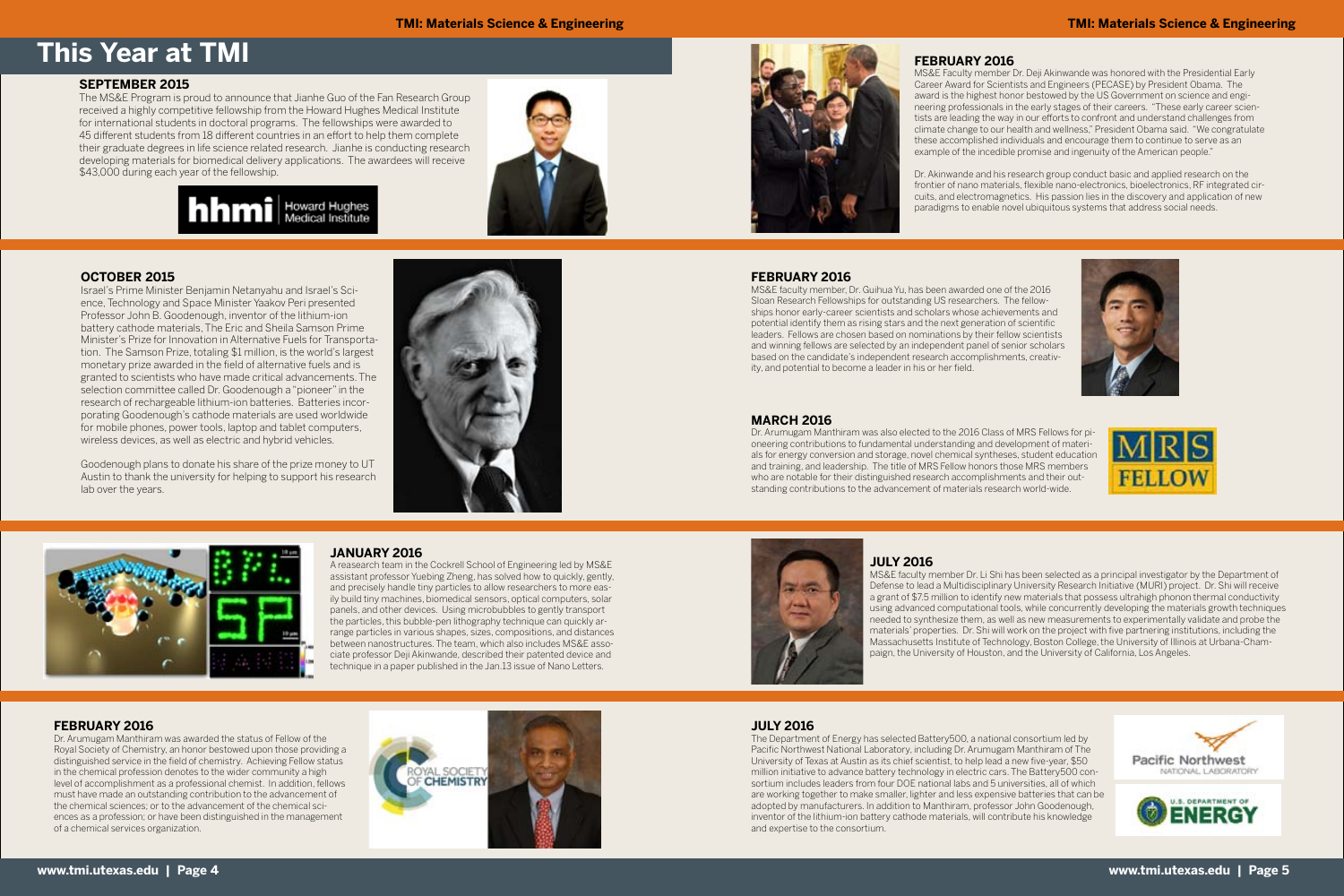# This Year at TMI

## SEPTEMBER 2015

The MS&E Program is proud to announce that Jianhe Guo of the Fan Research Group received a highly competitive fellowship from the Howard Hughes Medical Institute for international students in doctoral programs. The fellowships were awarded to 45 different students from 18 different countries in an effort to help them complete their graduate degrees in life science related research. Jianhe is conducting research developing materials for biomedical delivery applications. The awardees will receive $43,000 during each year of the fellowship.

## OCTOBER 2015

Israel's Prime Minister Benjamin Netanyahu and Israel's Science, Technology and Space Minister Yaakov Peri presented Professor John B. Goodenough, inventor of the lithium-ion battery cathode materials, The Eric and Sheila Samson Prime Minister's Prize for Innovation in Alternative Fuels for Transportation. The Samson Prize, totaling $1 million, is the world's largest monetary prize awarded in the field of alternative fuels and is granted to scientists who have made critical advancements. The selection committee called Dr. Goodenough a "pioneer" in the research of rechargeable lithium-ion batteries. Batteries incorporating Goodenough's cathode materials are used worldwide for mobile phones, power tools, laptop and tablet computers, wireless devices, as well as electric and hybrid vehicles.

Goodenough plans to donate his share of the prize money to UT Austin to thank the university for helping to support his research lab over the years.

## JANUARY 2016

A reasearch team in the Cockrell School of Engineering led by MS&E assistant professor Yuebing Zheng, has solved how to quickly, gently, and precisely handle tiny particles to allow researchers to more easily build tiny machines, biomedical sensors, optical computers, solar panels, and other devices. Using microbubbles to gently transport the particles, this bubble-pen lithography technique can quickly arrange particles in various shapes, sizes, compositions, and distances between nanostructures. The team, which also includes MS&E associate professor Deji Akinwande, described their patented device and technique in a paper published in the Jan.13 issue of Nano Letters.

## FEBRUARY 2016

Dr. Arumugam Manthiram was awarded the status of Fellow of the Royal Society of Chemistry, an honor bestowed upon those providing a distinguished service in the field of chemistry. Achieving Fellow status in the chemical profession denotes to the wider community a high level of accomplishment as a professional chemist. In addition, fellows must have made an outstanding contribution to the advancement of the chemical sciences; or to the advancement of the chemical sciences as a profession; or have been distinguished in the management of a chemical services organization.

## FEBRUARY 2016

MS&E Faculty member Dr. Deji Akinwande was honored with the Presidential Early Career Award for Scientists and Engineers (PECASE) by President Obama. The award is the highest honor bestowed by the US Government on science and engineering professionals in the early stages of their careers. "These early career scientists are leading the way in our efforts to confront and understand challenges from climate change to our health and wellness," President Obama said. "We congratulate these accomplished individuals and encourage them to continue to serve as an example of the incedible promise and ingenuity of the American people."

Dr. Akinwande and his research group conduct basic and applied research on the frontier of nano materials, flexible nano-electronics, bioelectronics, RF integrated circuits, and electromagnetics. His passion lies in the discovery and application of new paradigms to enable novel ubiquitous systems that address social needs.

## FEBRUARY 2016

MS&E faculty member, Dr. Guihua Yu, has been awarded one of the 2016 Sloan Research Fellowships for outstanding US researchers. The fellowships honor early-career scientists and scholars whose achievements and potential identify them as rising stars and the next generation of scientific leaders. Fellows are chosen based on nominations by their fellow scientists and winning fellows are selected by an independent panel of senior scholars based on the candidate's independent research accomplishments, creativity, and potential to become a leader in his or her field.

## MARCH 2016

Dr. Arumugam Manthiram was also elected to the 2016 Class of MRS Fellows for pioneering contributions to fundamental understanding and development of materials for energy conversion and storage, novel chemical syntheses, student education and training, and leadership. The title of MRS Fellow honors those MRS members who are notable for their distinguished research accomplishments and their outstanding contributions to the advancement of materials research world-wide.

## JULY 2016

MS&E faculty member Dr. Li Shi has been selected as a principal investigator by the Department of Defense to lead a Multidisciplinary University Research Initiative (MURI) project. Dr. Shi will receive a grant of $7.5 million to identify new materials that possess ultrahigh phonon thermal conductivity using advanced computational tools, while concurrently developing the materials growth techniques needed to synthesize them, as well as new measurements to experimentally validate and probe the materials' properties. Dr. Shi will work on the project with five partnering institutions, including the Massachusetts Institute of Technology, Boston College, the University of Illinois at Urbana-Champaign, the University of Houston, and the University of California, Los Angeles.

## JULY 2016

The Department of Energy has selected Battery500, a national consortium led by Pacific Northwest National Laboratory, including Dr. Arumugam Manthiram of The University of Texas at Austin as its chief scientist, to help lead a new five-year, $50 million initiative to advance battery technology in electric cars. The Battery500 consortium includes leaders from four DOE national labs and 5 universities, all of which are working together to make smaller, lighter and less expensive batteries that can be adopted by manufacturers. In addition to Manthiram, professor John Goodenough, inventor of the lithium-ion battery cathode materials, will contribute his knowledge and expertise to the consortium.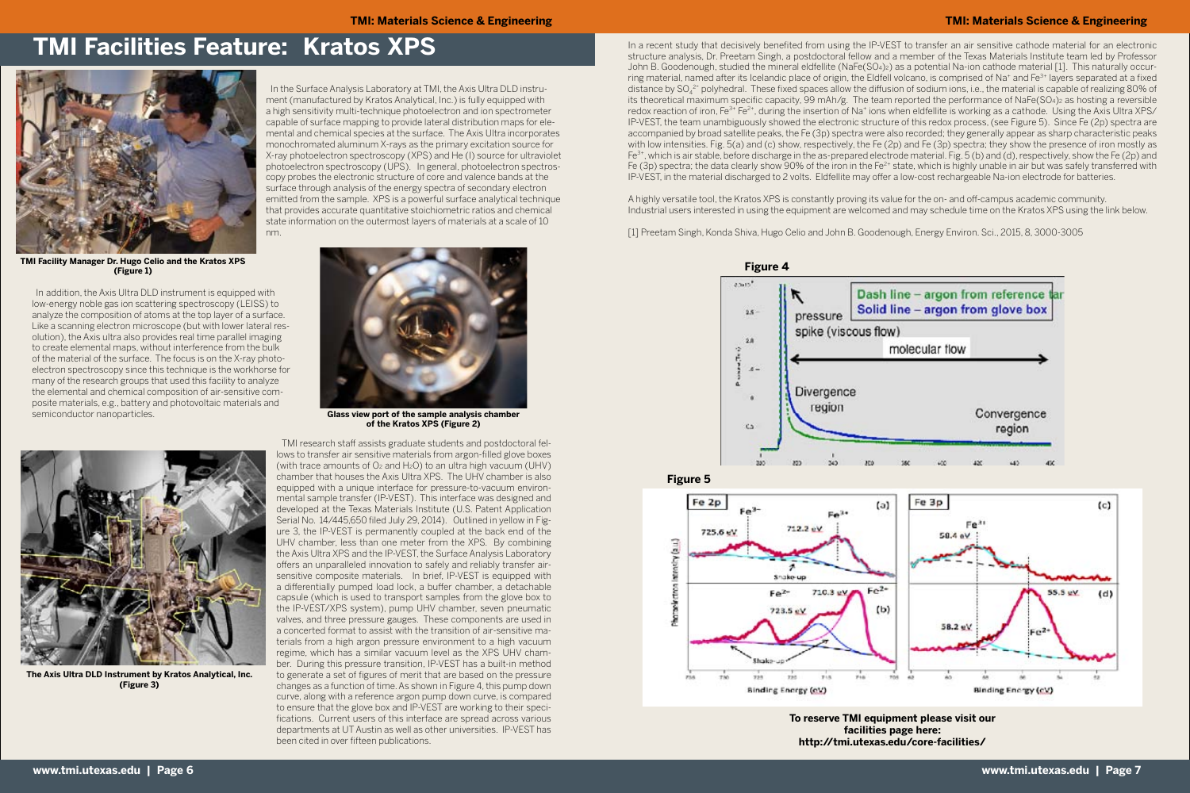# TMI Facilities Feature: Kratos XPS

**TMI Facility Manager Dr. Hugo Celio and the Kratos XPS (Figure 1)**

In the Surface Analysis Laboratory at TMI, the Axis Ultra DLD instrument (manufactured by Kratos Analytical, Inc.) is fully equipped with a high sensitivity multi-technique photoelectron and ion spectrometer capable of surface mapping to provide lateral distribution maps for elemental and chemical species at the surface. The Axis Ultra incorporates monochromated aluminum X-rays as the primary excitation source for X-ray photoelectron spectroscopy (XPS) and He (I) source for ultraviolet photoelectron spectroscopy (UPS). In general, photoelectron spectroscopy probes the electronic structure of core and valence bands at the surface through analysis of the energy spectra of secondary electron emitted from the sample. XPS is a powerful surface analytical technique that provides accurate quantitative stoichiometric ratios and chemical state information on the outermost layers of materials at a scale of 10 nm.

In addition, the Axis Ultra DLD instrument is equipped with low-energy noble gas ion scattering spectroscopy (LEISS) to analyze the composition of atoms at the top layer of a surface. Like a scanning electron microscope (but with lower lateral resolution), the Axis ultra also provides real time parallel imaging to create elemental maps, without interference from the bulk of the material of the surface. The focus is on the X-ray photoelectron spectroscopy since this technique is the workhorse for many of the research groups that used this facility to analyze the elemental and chemical composition of air-sensitive composite materials, e.g., battery and photovoltaic materials and semiconductor nanoparticles.

**Glass view port of the sample analysis chamber of the Kratos XPS (Figure 2)**

**The Axis Ultra DLD Instrument by Kratos Analytical, Inc. (Figure 3)**

TMI research staff assists graduate students and postdoctoral fellows to transfer air sensitive materials from argon-filled glove boxes (with trace amounts of $O_2$ and $H_2O$) to an ultra high vacuum (UHV) chamber that houses the Axis Ultra XPS. The UHV chamber is also equipped with a unique interface for pressure-to-vacuum environmental sample transfer (IP-VEST). This interface was designed and developed at the Texas Materials Institute (U.S. Patent Application Serial No. 14/445,650 filed July 29, 2014). Outlined in yellow in Figure 3, the IP-VEST is permanently coupled at the back end of the UHV chamber, less than one meter from the XPS. By combining the Axis Ultra XPS and the IP-VEST, the Surface Analysis Laboratory offers an unparalleled innovation to safely and reliably transfer air-sensitive composite materials. In brief, IP-VEST is equipped with a differentially pumped load lock, a buffer chamber, a detachable capsule (which is used to transport samples from the glove box to the IP-VEST/XPS system), pump UHV chamber, seven pneumatic valves, and three pressure gauges. These components are used in a concerted format to assist with the transition of air-sensitive materials from a high argon pressure environment to a high vacuum regime, which has a similar vacuum level as the XPS UHV chamber. During this pressure transition, IP-VEST has a built-in method to generate a set of figures of merit that are based on the pressure changes as a function of time. As shown in Figure 4, this pump down curve, along with a reference argon pump down curve, is compared to ensure that the glove box and IP-VEST are working to their specifications. Current users of this interface are spread across various departments at UT Austin as well as other universities. IP-VEST has been cited in over fifteen publications.

In a recent study that decisively benefited from using the IP-VEST to transfer an air sensitive cathode material for an electronic structure analysis, Dr. Preetam Singh, a postdoctoral fellow and a member of the Texas Materials Institute team led by Professor John B. Goodenough, studied the mineral eldfellite ($NaFe(SO_4)_2$) as a potential Na-ion cathode material [1]. This naturally occurring material, named after its Icelandic place of origin, the Eldfell volcano, is comprised of $Na^+$ and $Fe^{3+}$ layers separated at a fixed distance by $SO_4^{2-}$ polyhedral. These fixed spaces allow the diffusion of sodium ions, i.e., the material is capable of realizing 80% of its theoretical maximum specific capacity, 99 mAh/g. The team reported the performance of $NaFe(SO_4)_2$ as hosting a reversible redox reaction of iron, $Fe^{3+}$ $Fe^{2+}$, during the insertion of $Na^+$ ions when eldfellite is working as a cathode. Using the Axis Ultra XPS/IP-VEST, the team unambiguously showed the electronic structure of this redox process, (see Figure 5). Since Fe (2p) spectra are accompanied by broad satellite peaks, the Fe (3p) spectra were also recorded; they generally appear as sharp characteristic peaks with low intensities. Fig. 5(a) and (c) show, respectively, the Fe (2p) and Fe (3p) spectra; they show the presence of iron mostly as $Fe^{3+}$, which is air stable, before discharge in the as-prepared electrode material. Fig. 5 (b) and (d), respectively, show the Fe (2p) and Fe (3p) spectra; the data clearly show 90% of the iron in the $Fe^{2+}$ state, which is highly unable in air but was safely transferred with IP-VEST, in the material discharged to 2 volts. Eldfellite may offer a low-cost rechargeable Na-ion electrode for batteries.

A highly versatile tool, the Kratos XPS is constantly proving its value for the on- and off-campus academic community. Industrial users interested in using the equipment are welcomed and may schedule time on the Kratos XPS using the link below.

[1] Preetam Singh, Konda Shiva, Hugo Celio and John B. Goodenough, Energy Environ. Sci., 2015, 8, 3000-3005

**Figure 4**

**Figure 5**

**To reserve TMI equipment please visit our facilities page here: http://tmi.utexas.edu/core-facilities/**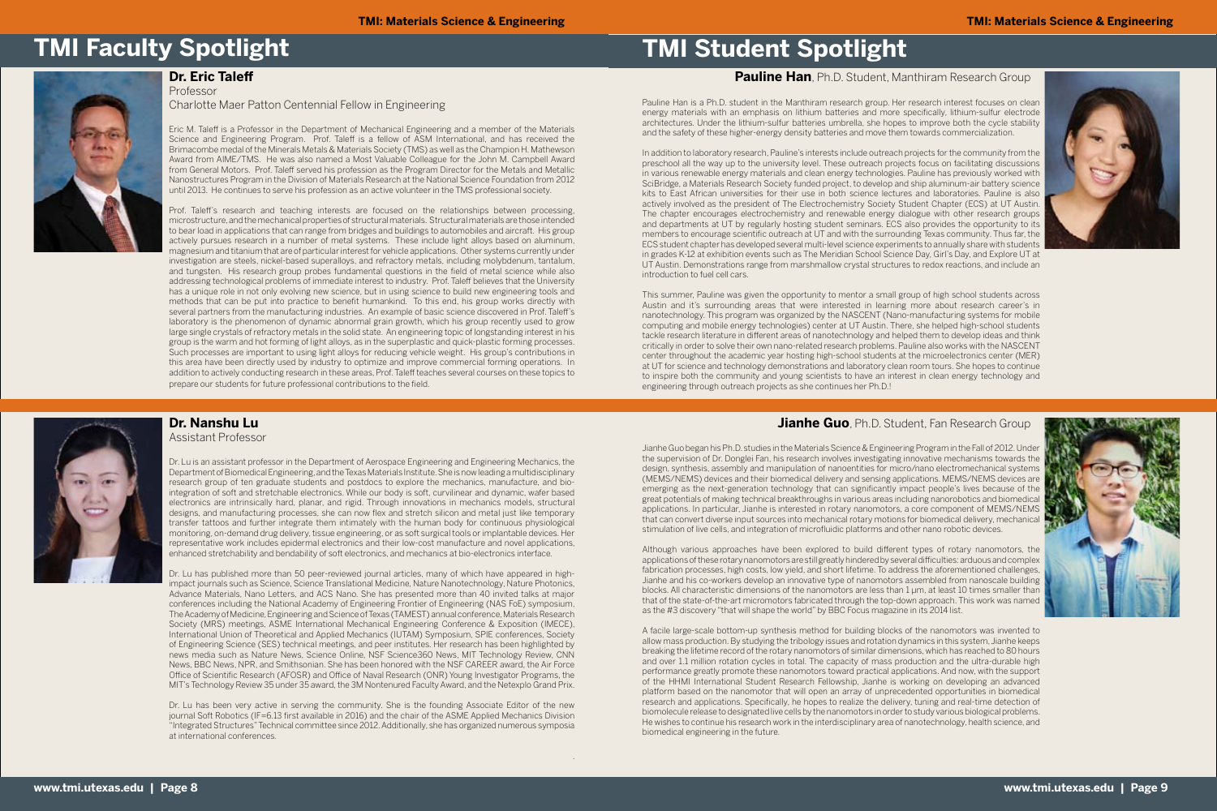# TMI Faculty Spotlight

## Dr. Eric Taleff

Professor

Charlotte Maer Patton Centennial Fellow in Engineering

Eric M. Taleff is a Professor in the Department of Mechanical Engineering and a member of the Materials Science and Engineering Program. Prof. Taleff is a fellow of ASM International, and has received the Brimacombe medal of the Minerals Metals & Materials Society (TMS) as well as the Champion H. Mathewson Award from AIME/TMS. He was also named a Most Valuable Colleague for the John M. Campbell Award from General Motors. Prof. Taleff served his profession as the Program Director for the Metals and Metallic Nanostructures Program in the Division of Materials Research at the National Science Foundation from 2012 until 2013. He continues to serve his profession as an active volunteer in the TMS professional society.

Prof. Taleff's research and teaching interests are focused on the relationships between processing, microstructure, and the mechanical properties of structural materials. Structural materials are those intended to bear load in applications that can range from bridges and buildings to automobiles and aircraft. His group actively pursues research in a number of metal systems. These include light alloys based on aluminum, magnesium and titanium that are of particular interest for vehicle applications. Other systems currently under investigation are steels, nickel-based superalloys, and refractory metals, including molybdenum, tantalum, and tungsten. His research group probes fundamental questions in the field of metal science while also addressing technological problems of immediate interest to industry. Prof. Taleff believes that the University has a unique role in not only evolving new science, but in using science to build new engineering tools and methods that can be put into practice to benefit humankind. To this end, his group works directly with several partners from the manufacturing industries. An example of basic science discovered in Prof. Taleff's laboratory is the phenomenon of dynamic abnormal grain growth, which his group recently used to grow large single crystals of refractory metals in the solid state. An engineering topic of longstanding interest in his group is the warm and hot forming of light alloys, as in the superplastic and quick-plastic forming processes. Such processes are important to using light alloys for reducing vehicle weight. His group's contributions in this area have been directly used by industry to optimize and improve commercial forming operations. In addition to actively conducting research in these areas, Prof. Taleff teaches several courses on these topics to prepare our students for future professional contributions to the field.

## Dr. Nanshu Lu

Assistant Professor

Dr. Lu is an assistant professor in the Department of Aerospace Engineering and Engineering Mechanics, the Department of Biomedical Engineering, and the Texas Materials Institute. She is now leading a multidisciplinary research group of ten graduate students and postdocs to explore the mechanics, manufacture, and bio-integration of soft and stretchable electronics. While our body is soft, curvilinear and dynamic, wafer based electronics are intrinsically hard, planar, and rigid. Through innovations in mechanics models, structural designs, and manufacturing processes, she can now flex and stretch silicon and metal just like temporary transfer tattoos and further integrate them intimately with the human body for continuous physiological monitoring, on-demand drug delivery, tissue engineering, or as soft surgical tools or implantable devices. Her representative work includes epidermal electronics and their low-cost manufacture and novel applications, enhanced stretchability and bendability of soft electronics, and mechanics at bio-electronics interface.

Dr. Lu has published more than 50 peer-reviewed journal articles, many of which have appeared in high-impact journals such as Science, Science Translational Medicine, Nature Nanotechnology, Nature Photonics, Advance Materials, Nano Letters, and ACS Nano. She has presented more than 40 invited talks at major conferences including the National Academy of Engineering Frontier of Engineering (NAS FoE) symposium, The Academy of Medicine, Engineering and Science of Texas (TAMEST) annual conference, Materials Research Society (MRS) meetings, ASME International Mechanical Engineering Conference & Exposition (IMECE), International Union of Theoretical and Applied Mechanics (IUTAM) Symposium, SPIE conferences, Society of Engineering Science (SES) technical meetings, and peer institutes. Her research has been highlighted by news media such as Nature News, Science Online, NSF Science360 News, MIT Technology Review, CNN News, BBC News, NPR, and Smithsonian. She has been honored with the NSF CAREER award, the Air Force Office of Scientific Research (AFOSR) and Office of Naval Research (ONR) Young Investigator Programs, the MIT's Technology Review 35 under 35 award, the 3M Nontenured Faculty Award, and the Netexplo Grand Prix.

Dr. Lu has been very active in serving the community. She is the founding Associate Editor of the new journal Soft Robotics (IF=6.13 first available in 2016) and the chair of the ASME Applied Mechanics Division "Integrated Structures" Technical committee since 2012. Additionally, she has organized numerous symposia at international conferences.

# TMI Student Spotlight

## Pauline Han, Ph.D. Student, Manthiram Research Group

Pauline Han is a Ph.D. student in the Manthiram research group. Her research interest focuses on clean energy materials with an emphasis on lithium batteries and more specifically, lithium-sulfur electrode architectures. Under the lithium-sulfur batteries umbrella, she hopes to improve both the cycle stability and the safety of these higher-energy density batteries and move them towards commercialization.

In addition to laboratory research, Pauline's interests include outreach projects for the community from the preschool all the way up to the university level. These outreach projects focus on facilitating discussions in various renewable energy materials and clean energy technologies. Pauline has previously worked with SciBridge, a Materials Research Society funded project, to develop and ship aluminum-air battery science kits to East African universities for their use in both science lectures and laboratories. Pauline is also actively involved as the president of The Electrochemistry Society Student Chapter (ECS) at UT Austin. The chapter encourages electrochemistry and renewable energy dialogue with other research groups and departments at UT by regularly hosting student seminars. ECS also provides the opportunity to its members to encourage scientific outreach at UT and with the surrounding Texas community. Thus far, the ECS student chapter has developed several multi-level science experiments to annually share with students in grades K-12 at exhibition events such as The Meridian School Science Day, Girl's Day, and Explore UT at UT Austin. Demonstrations range from marshmallow crystal structures to redox reactions, and include an introduction to fuel cell cars.

This summer, Pauline was given the opportunity to mentor a small group of high school students across Austin and it's surrounding areas that were interested in learning more about research career's in nanotechnology. This program was organized by the NASCENT (Nano-manufacturing systems for mobile computing and mobile energy technologies) center at UT Austin. There, she helped high-school students tackle research literature in different areas of nanotechnology and helped them to develop ideas and think critically in order to solve their own nano-related research problems. Pauline also works with the NASCENT center throughout the academic year hosting high-school students at the microelectronics center (MER) at UT for science and technology demonstrations and laboratory clean room tours. She hopes to continue to inspire both the community and young scientists to have an interest in clean energy technology and engineering through outreach projects as she continues her Ph.D.!

## Jianhe Guo, Ph.D. Student, Fan Research Group

Jianhe Guo began his Ph.D. studies in the Materials Science & Engineering Program in the Fall of 2012. Under the supervision of Dr. Donglei Fan, his research involves investigating innovative mechanisms towards the design, synthesis, assembly and manipulation of nanoentities for micro/nano electromechanical systems (MEMS/NEMS) devices and their biomedical delivery and sensing applications. MEMS/NEMS devices are emerging as the next-generation technology that can significantly impact people's lives because of the great potentials of making technical breakthroughs in various areas including nanorobotics and biomedical applications. In particular, Jianhe is interested in rotary nanomotors, a core component of MEMS/NEMS that can convert diverse input sources into mechanical rotary motions for biomedical delivery, mechanical stimulation of live cells, and integration of microfluidic platforms and other nano robotic devices.

Although various approaches have been explored to build different types of rotary nanomotors, the applications of these rotary nanomotors are still greatly hindered by several difficulties: arduous and complex fabrication processes, high costs, low yield, and short lifetime. To address the aforementioned challenges, Jianhe and his co-workers develop an innovative type of nanomotors assembled from nanoscale building blocks. All characteristic dimensions of the nanomotors are less than 1 μm, at least 10 times smaller than that of the state-of-the-art micromotors fabricated through the top-down approach. This work was named as the #3 discovery "that will shape the world" by BBC Focus magazine in its 2014 list.

A facile large-scale bottom-up synthesis method for building blocks of the nanomotors was invented to allow mass production. By studying the tribology issues and rotation dynamics in this system, Jianhe keeps breaking the lifetime record of the rotary nanomotors of similar dimensions, which has reached to 80 hours and over 1.1 million rotation cycles in total. The capacity of mass production and the ultra-durable high performance greatly promote these nanomotors toward practical applications. And now, with the support of the HHMI International Student Research Fellowship, Jianhe is working on developing an advanced platform based on the nanomotor that will open an array of unprecedented opportunities in biomedical research and applications. Specifically, he hopes to realize the delivery, tuning and real-time detection of biomolecule release to designated live cells by the nanomotors in order to study various biological problems. He wishes to continue his research work in the interdisciplinary area of nanotechnology, health science, and biomedical engineering in the future.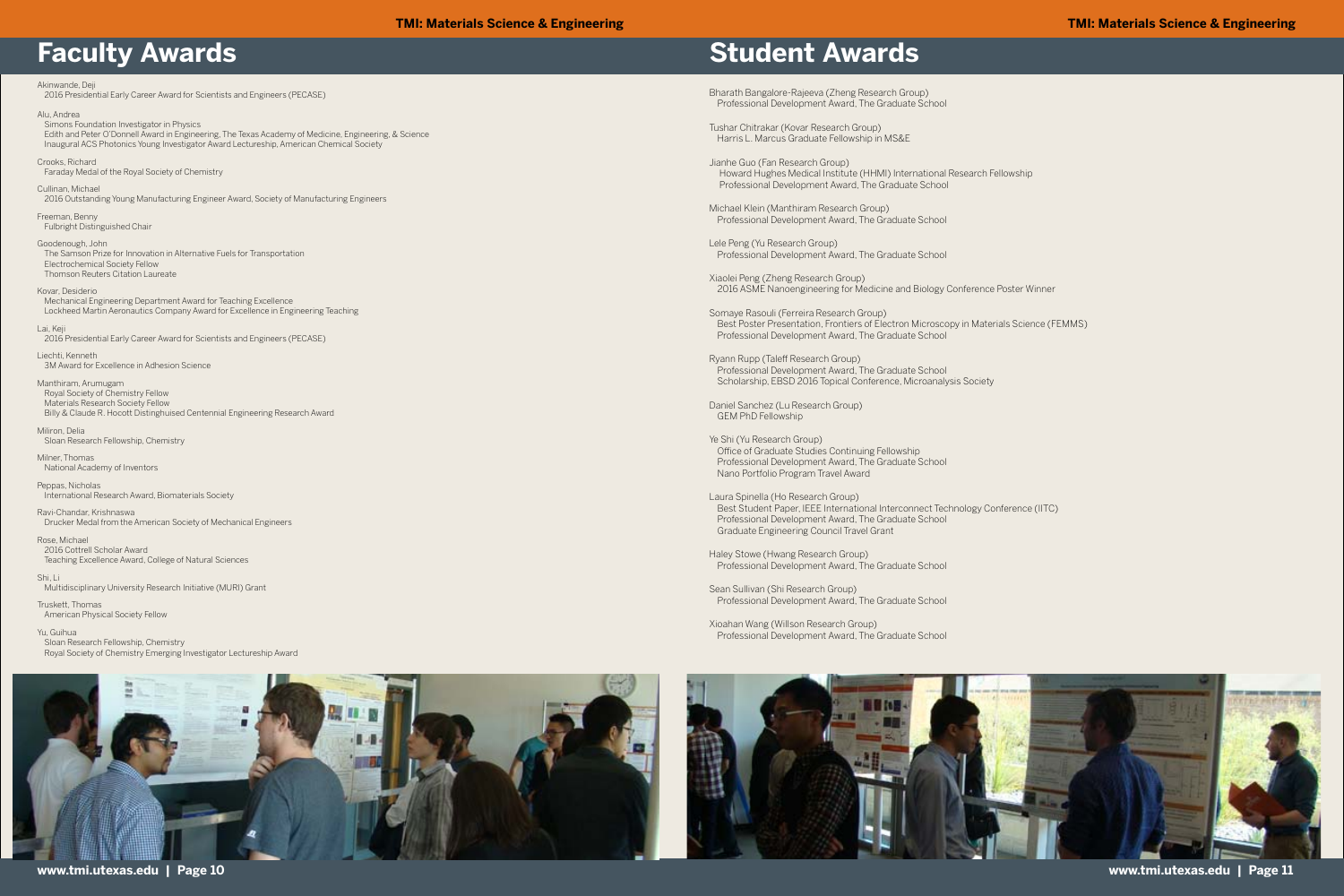# Faculty Awards

Akinwande, Deji
2016 Presidential Early Career Award for Scientists and Engineers (PECASE)

Alu, Andrea
Simons Foundation Investigator in Physics
Edith and Peter O'Donnell Award in Engineering, The Texas Academy of Medicine, Engineering, & Science
Inaugural ACS Photonics Young Investigator Award Lectureship, American Chemical Society

Crooks, Richard
Faraday Medal of the Royal Society of Chemistry

Cullinan, Michael
2016 Outstanding Young Manufacturing Engineer Award, Society of Manufacturing Engineers

Freeman, Benny
Fulbright Distinguished Chair

Goodenough, John
The Samson Prize for Innovation in Alternative Fuels for Transportation
Electrochemical Society Fellow
Thomson Reuters Citation Laureate

Kovar, Desiderio
Mechanical Engineering Department Award for Teaching Excellence
Lockheed Martin Aeronautics Company Award for Excellence in Engineering Teaching

Lai, Keji
2016 Presidential Early Career Award for Scientists and Engineers (PECASE)

Liechti, Kenneth
3M Award for Excellence in Adhesion Science

Manthiram, Arumugam
Royal Society of Chemistry Fellow
Materials Research Society Fellow
Billy & Claude R. Hocott Distinghuised Centennial Engineering Research Award

Milliron, Delia
Sloan Research Fellowship, Chemistry

Milner, Thomas
National Academy of Inventors

Peppas, Nicholas
International Research Award, Biomaterials Society

Ravi-Chandar, Krishnaswa
Drucker Medal from the American Society of Mechanical Engineers

Rose, Michael
2016 Cottrell Scholar Award
Teaching Excellence Award, College of Natural Sciences

Shi, Li
Multidisciplinary University Research Initiative (MURI) Grant

Truskett, Thomas
American Physical Society Fellow

Yu, Guihua
Sloan Research Fellowship, Chemistry
Royal Society of Chemistry Emerging Investigator Lectureship Award

# Student Awards

Bharath Bangalore-Rajeeva (Zheng Research Group)
Professional Development Award, The Graduate School

Tushar Chitrakar (Kovar Research Group)
Harris L. Marcus Graduate Fellowship in MS&E

Jianhe Guo (Fan Research Group)
Howard Hughes Medical Institute (HHMI) International Research Fellowship
Professional Development Award, The Graduate School

Michael Klein (Manthiram Research Group)
Professional Development Award, The Graduate School

Lele Peng (Yu Research Group)
Professional Development Award, The Graduate School

Xiaolei Peng (Zheng Research Group)
2016 ASME Nanoengineering for Medicine and Biology Conference Poster Winner

Somaye Rasouli (Ferreira Research Group)
Best Poster Presentation, Frontiers of Electron Microscopy in Materials Science (FEMMS)
Professional Development Award, The Graduate School

Ryann Rupp (Taleff Research Group)
Professional Development Award, The Graduate School
Scholarship, EBSD 2016 Topical Conference, Microanalysis Society

Daniel Sanchez (Lu Research Group)
GEM PhD Fellowship

Ye Shi (Yu Research Group)
Office of Graduate Studies Continuing Fellowship
Professional Development Award, The Graduate School
Nano Portfolio Program Travel Award

Laura Spinella (Ho Research Group)
Best Student Paper, IEEE International Interconnect Technology Conference (IITC)
Professional Development Award, The Graduate School
Graduate Engineering Council Travel Grant

Haley Stowe (Hwang Research Group)
Professional Development Award, The Graduate School

Sean Sullivan (Shi Research Group)
Professional Development Award, The Graduate School

Xioahan Wang (Willson Research Group)
Professional Development Award, The Graduate School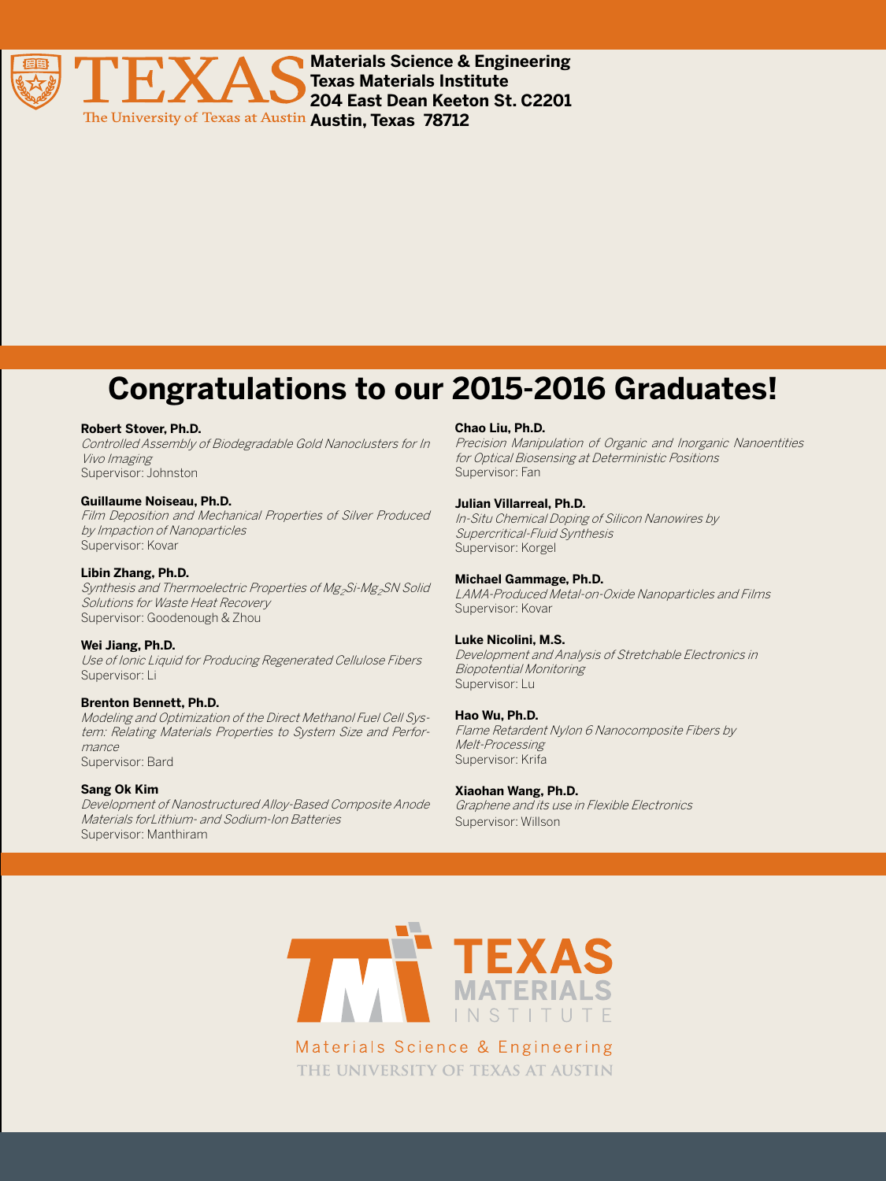TEXAS

The University of Texas at Austin

**Materials Science & Engineering**
**Texas Materials Institute**
**204 East Dean Keeton St. C2201**
**Austin, Texas 78712**

# Congratulations to our 2015-2016 Graduates!

**Robert Stover, Ph.D.**
*Controlled Assembly of Biodegradable Gold Nanoclusters for In Vivo Imaging*
Supervisor: Johnston

**Guillaume Noiseau, Ph.D.**
*Film Deposition and Mechanical Properties of Silver Produced by Impaction of Nanoparticles*
Supervisor: Kovar

**Libin Zhang, Ph.D.**
*Synthesis and Thermoelectric Properties of $Mg_2Si$-$Mg_2SN$ Solid Solutions for Waste Heat Recovery*
Supervisor: Goodenough & Zhou

**Wei Jiang, Ph.D.**
*Use of Ionic Liquid for Producing Regenerated Cellulose Fibers*
Supervisor: Li

**Brenton Bennett, Ph.D.**
*Modeling and Optimization of the Direct Methanol Fuel Cell System: Relating Materials Properties to System Size and Performance*
Supervisor: Bard

**Sang Ok Kim**
*Development of Nanostructured Alloy-Based Composite Anode Materials forLithium- and Sodium-Ion Batteries*
Supervisor: Manthiram

**Chao Liu, Ph.D.**
*Precision Manipulation of Organic and Inorganic Nanoentities for Optical Biosensing at Deterministic Positions*
Supervisor: Fan

**Julian Villarreal, Ph.D.**
*In-Situ Chemical Doping of Silicon Nanowires by Supercritical-Fluid Synthesis*
Supervisor: Korgel

**Michael Gammage, Ph.D.**
*LAMA-Produced Metal-on-Oxide Nanoparticles and Films*
Supervisor: Kovar

**Luke Nicolini, M.S.**
*Development and Analysis of Stretchable Electronics in Biopotential Monitoring*
Supervisor: Lu

**Hao Wu, Ph.D.**
*Flame Retardent Nylon 6 Nanocomposite Fibers by Melt-Processing*
Supervisor: Krifa

**Xiaohan Wang, Ph.D.**
*Graphene and its use in Flexible Electronics*
Supervisor: Willson

TEXAS MATERIALS INSTITUTE

Materials Science & Engineering

THE UNIVERSITY OF TEXAS AT AUSTIN